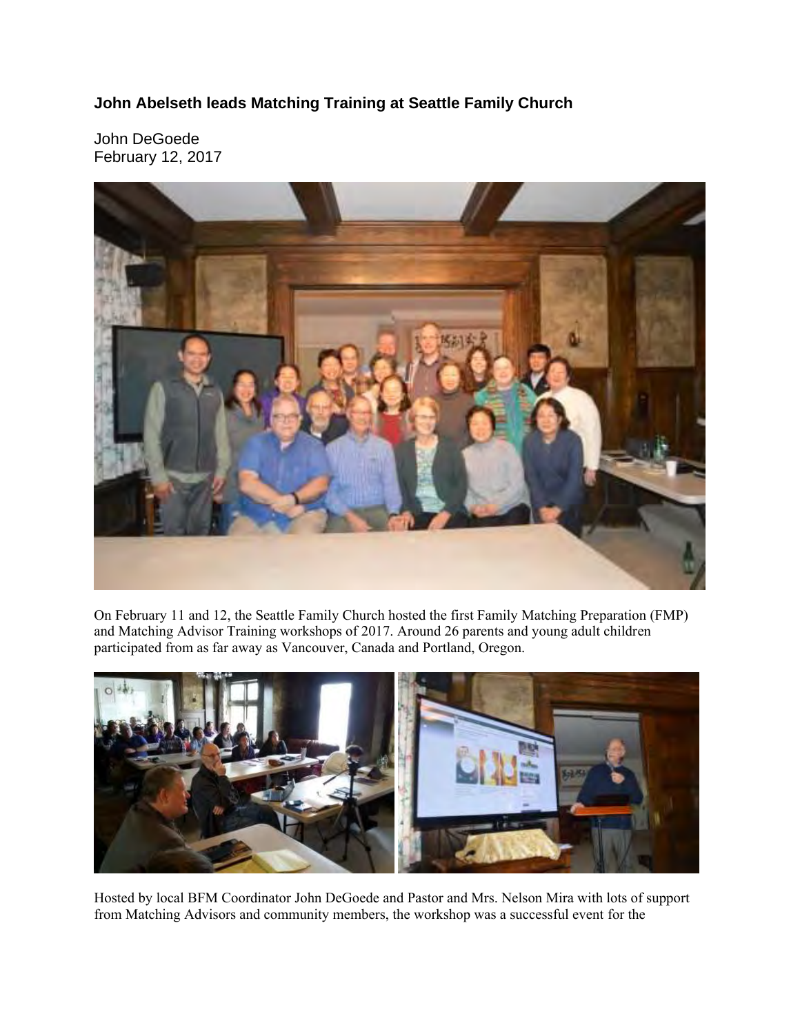**John Abelseth leads Matching Training at Seattle Family Church**

John DeGoede
February 12, 2017

On February 11 and 12, the Seattle Family Church hosted the first Family Matching Preparation (FMP) and Matching Advisor Training workshops of 2017. Around 26 parents and young adult children participated from as far away as Vancouver, Canada and Portland, Oregon.

Hosted by local BFM Coordinator John DeGoede and Pastor and Mrs. Nelson Mira with lots of support from Matching Advisors and community members, the workshop was a successful event for the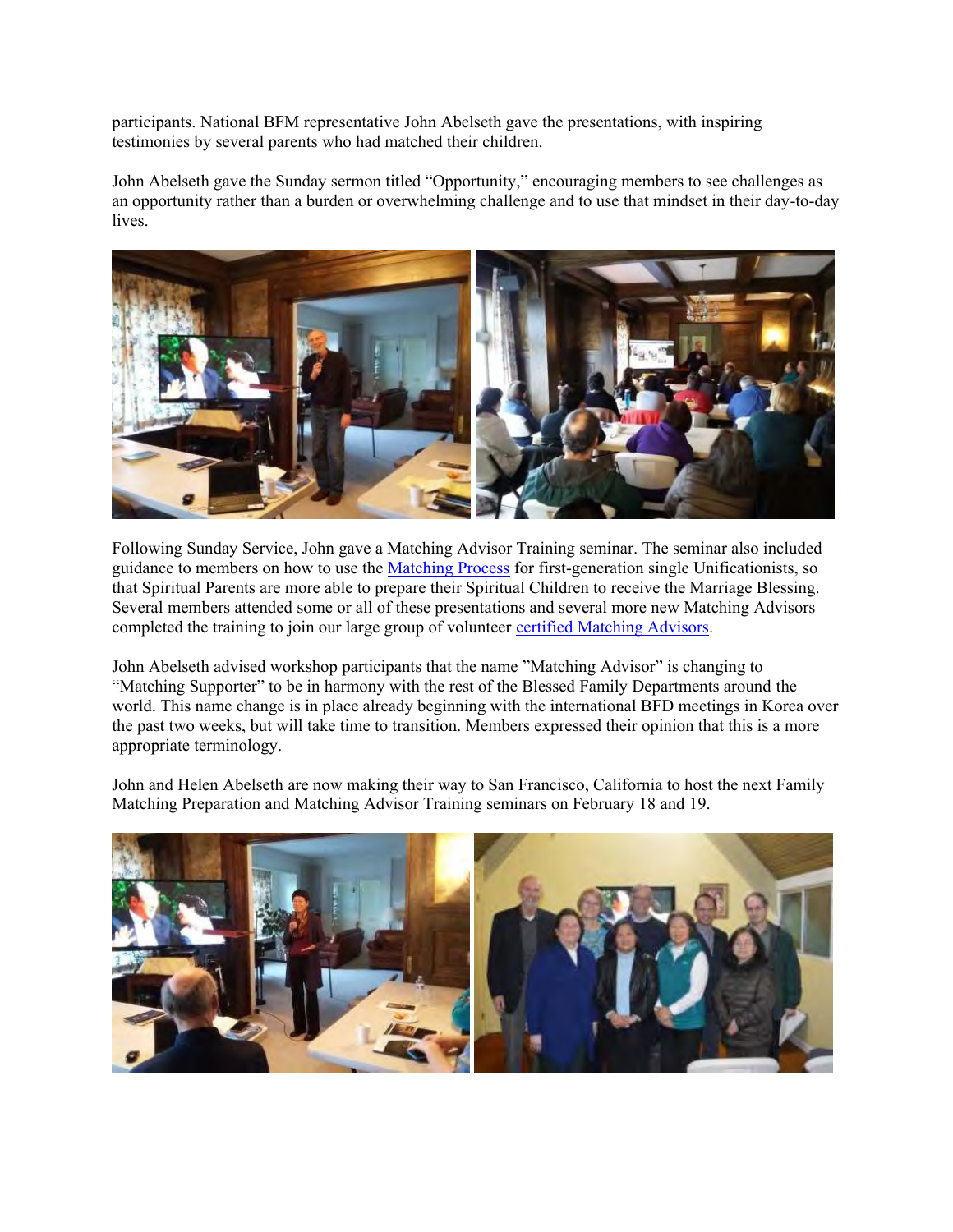participants. National BFM representative John Abelseth gave the presentations, with inspiring testimonies by several parents who had matched their children.

John Abelseth gave the Sunday sermon titled "Opportunity," encouraging members to see challenges as an opportunity rather than a burden or overwhelming challenge and to use that mindset in their day-to-day lives.

Following Sunday Service, John gave a Matching Advisor Training seminar. The seminar also included guidance to members on how to use the [Matching Process](#) for first-generation single Unificationists, so that Spiritual Parents are more able to prepare their Spiritual Children to receive the Marriage Blessing. Several members attended some or all of these presentations and several more new Matching Advisors completed the training to join our large group of volunteer [certified Matching Advisors](#).

John Abelseth advised workshop participants that the name "Matching Advisor" is changing to "Matching Supporter" to be in harmony with the rest of the Blessed Family Departments around the world. This name change is in place already beginning with the international BFD meetings in Korea over the past two weeks, but will take time to transition. Members expressed their opinion that this is a more appropriate terminology.

John and Helen Abelseth are now making their way to San Francisco, California to host the next Family Matching Preparation and Matching Advisor Training seminars on February 18 and 19.